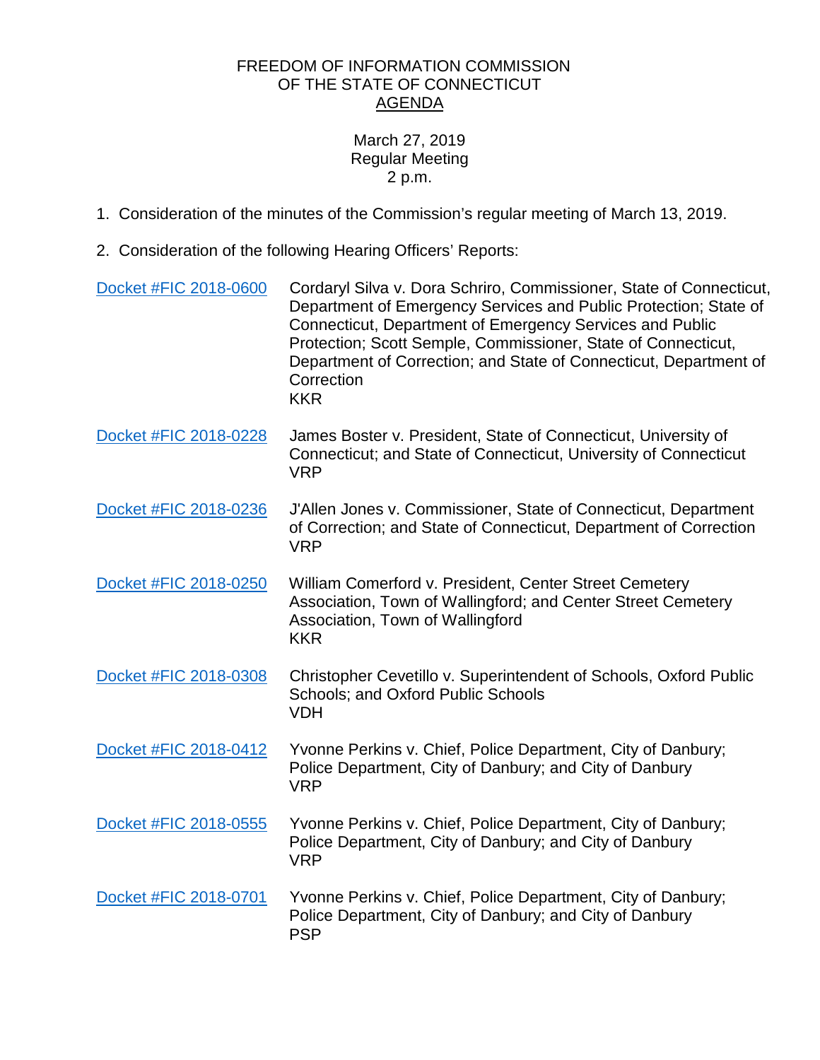FREEDOM OF INFORMATION COMMISSION
OF THE STATE OF CONNECTICUT
AGENDA

March 27, 2019
Regular Meeting
2 p.m.

1. Consideration of the minutes of the Commission's regular meeting of March 13, 2019.

2. Consideration of the following Hearing Officers' Reports:

| Docket | Case |
|---|---|
| Docket #FIC 2018-0600 | Cordaryl Silva v. Dora Schriro, Commissioner, State of Connecticut, Department of Emergency Services and Public Protection; State of Connecticut, Department of Emergency Services and Public Protection; Scott Semple, Commissioner, State of Connecticut, Department of Correction; and State of Connecticut, Department of Correction<br>KKR |
| Docket #FIC 2018-0228 | James Boster v. President, State of Connecticut, University of Connecticut; and State of Connecticut, University of Connecticut<br>VRP |
| Docket #FIC 2018-0236 | J'Allen Jones v. Commissioner, State of Connecticut, Department of Correction; and State of Connecticut, Department of Correction<br>VRP |
| Docket #FIC 2018-0250 | William Comerford v. President, Center Street Cemetery Association, Town of Wallingford; and Center Street Cemetery Association, Town of Wallingford<br>KKR |
| Docket #FIC 2018-0308 | Christopher Cevetillo v. Superintendent of Schools, Oxford Public Schools; and Oxford Public Schools<br>VDH |
| Docket #FIC 2018-0412 | Yvonne Perkins v. Chief, Police Department, City of Danbury; Police Department, City of Danbury; and City of Danbury<br>VRP |
| Docket #FIC 2018-0555 | Yvonne Perkins v. Chief, Police Department, City of Danbury; Police Department, City of Danbury; and City of Danbury<br>VRP |
| Docket #FIC 2018-0701 | Yvonne Perkins v. Chief, Police Department, City of Danbury; Police Department, City of Danbury; and City of Danbury<br>PSP |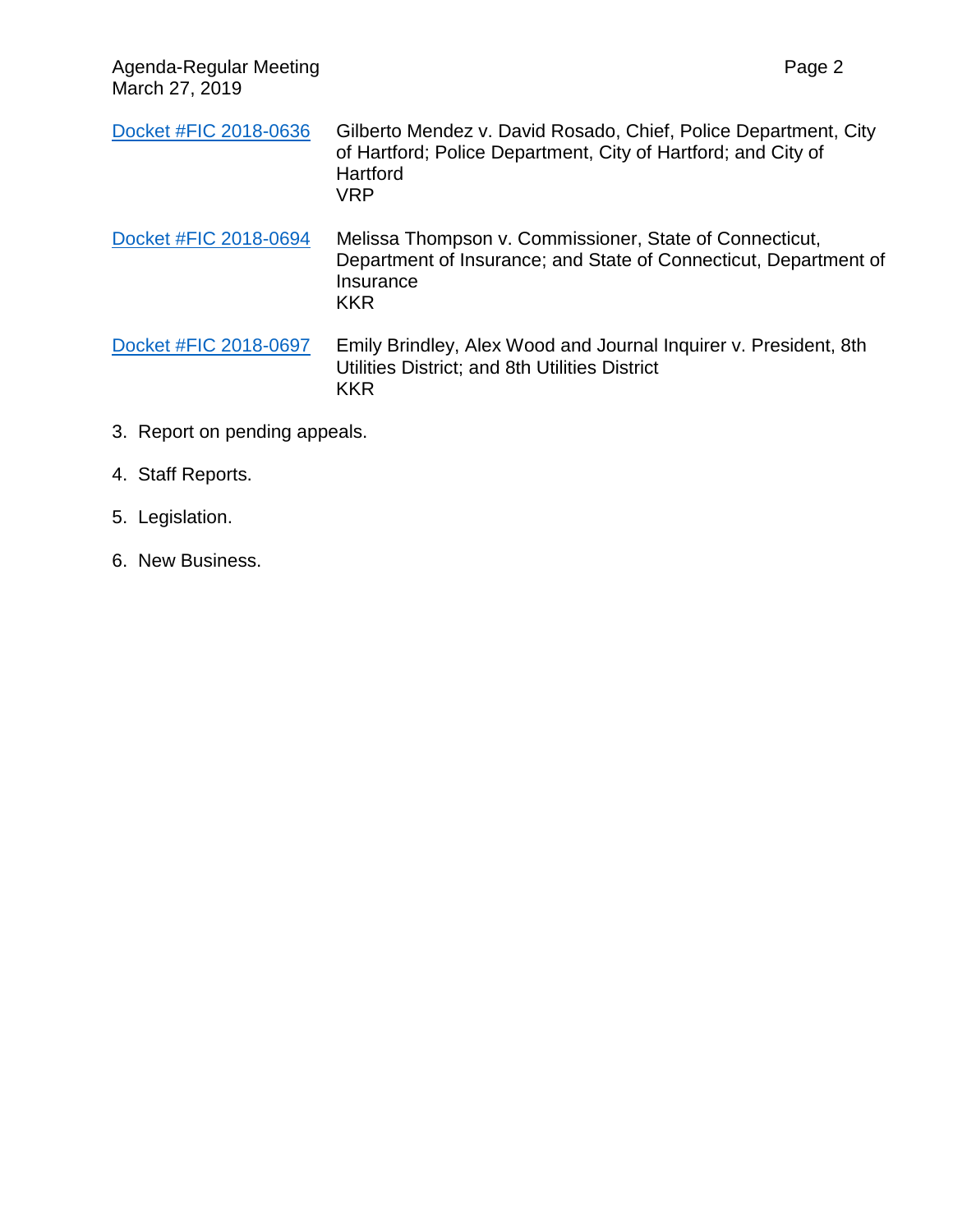| | |
|---|---|
| Docket #FIC 2018-0636 | Gilberto Mendez v. David Rosado, Chief, Police Department, City of Hartford; Police Department, City of Hartford; and City of Hartford<br>VRP |
| Docket #FIC 2018-0694 | Melissa Thompson v. Commissioner, State of Connecticut, Department of Insurance; and State of Connecticut, Department of Insurance<br>KKR |
| Docket #FIC 2018-0697 | Emily Brindley, Alex Wood and Journal Inquirer v. President, 8th Utilities District; and 8th Utilities District<br>KKR |

3. Report on pending appeals.
4. Staff Reports.
5. Legislation.
6. New Business.